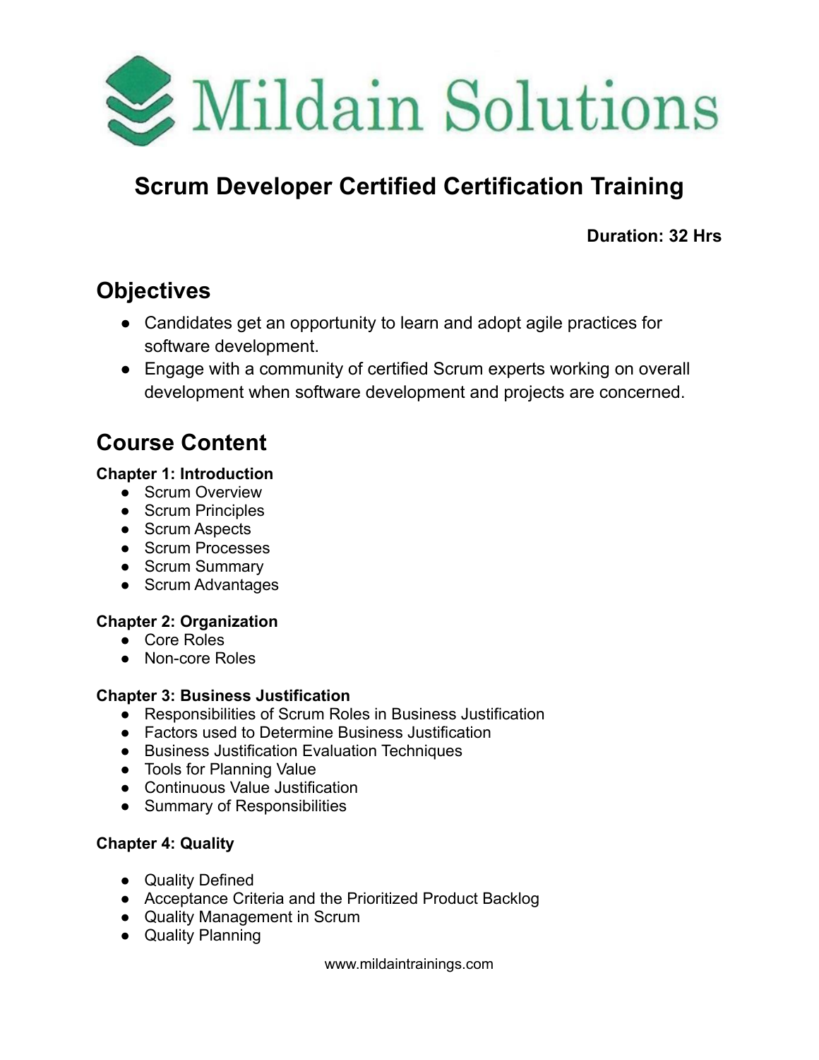# Mildain Solutions

## Scrum Developer Certified Certification Training

**Duration: 32 Hrs**

## Objectives

- Candidates get an opportunity to learn and adopt agile practices for software development.
- Engage with a community of certified Scrum experts working on overall development when software development and projects are concerned.

## Course Content

**Chapter 1: Introduction**

- Scrum Overview
- Scrum Principles
- Scrum Aspects
- Scrum Processes
- Scrum Summary
- Scrum Advantages

**Chapter 2: Organization**

- Core Roles
- Non-core Roles

**Chapter 3: Business Justification**

- Responsibilities of Scrum Roles in Business Justification
- Factors used to Determine Business Justification
- Business Justification Evaluation Techniques
- Tools for Planning Value
- Continuous Value Justification
- Summary of Responsibilities

**Chapter 4: Quality**

- Quality Defined
- Acceptance Criteria and the Prioritized Product Backlog
- Quality Management in Scrum
- Quality Planning

www.mildaintrainings.com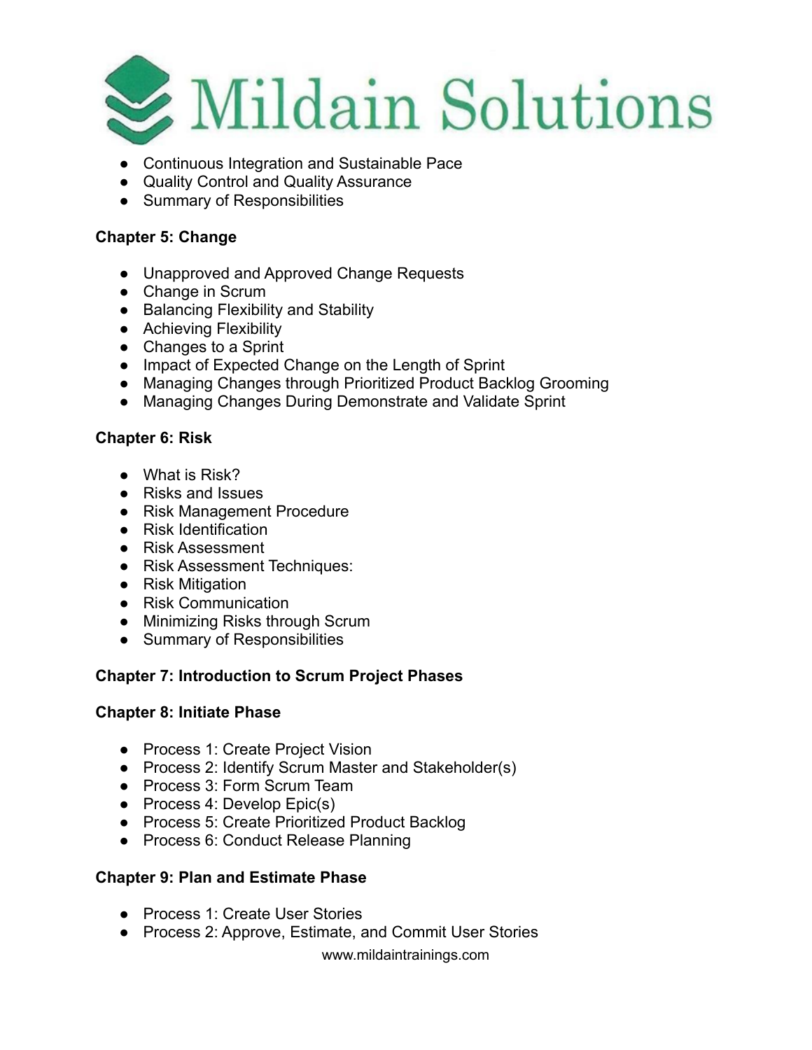- Continuous Integration and Sustainable Pace
- Quality Control and Quality Assurance
- Summary of Responsibilities

**Chapter 5: Change**

- Unapproved and Approved Change Requests
- Change in Scrum
- Balancing Flexibility and Stability
- Achieving Flexibility
- Changes to a Sprint
- Impact of Expected Change on the Length of Sprint
- Managing Changes through Prioritized Product Backlog Grooming
- Managing Changes During Demonstrate and Validate Sprint

**Chapter 6: Risk**

- What is Risk?
- Risks and Issues
- Risk Management Procedure
- Risk Identification
- Risk Assessment
- Risk Assessment Techniques:
- Risk Mitigation
- Risk Communication
- Minimizing Risks through Scrum
- Summary of Responsibilities

**Chapter 7: Introduction to Scrum Project Phases**

**Chapter 8: Initiate Phase**

- Process 1: Create Project Vision
- Process 2: Identify Scrum Master and Stakeholder(s)
- Process 3: Form Scrum Team
- Process 4: Develop Epic(s)
- Process 5: Create Prioritized Product Backlog
- Process 6: Conduct Release Planning

**Chapter 9: Plan and Estimate Phase**

- Process 1: Create User Stories
- Process 2: Approve, Estimate, and Commit User Stories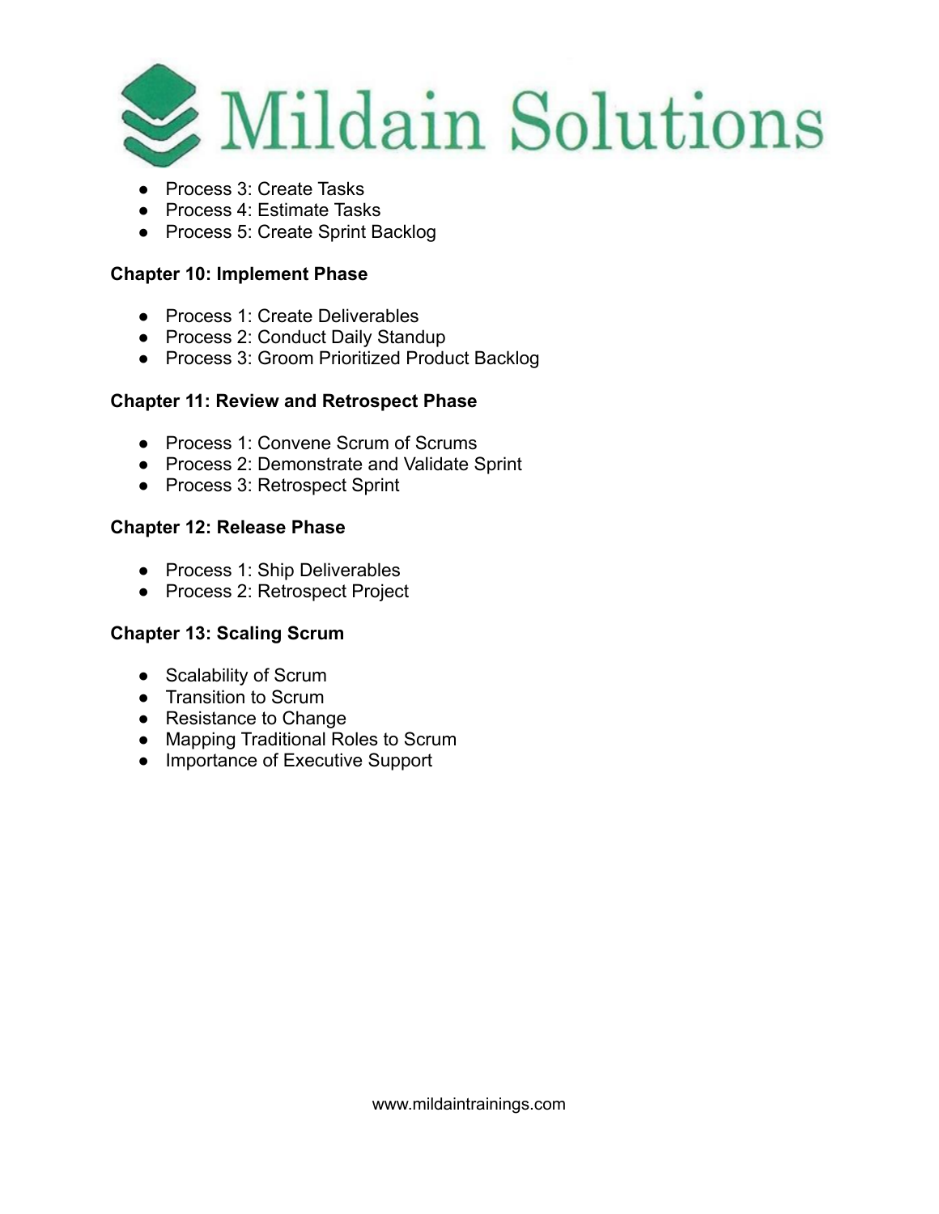- Process 3: Create Tasks
- Process 4: Estimate Tasks
- Process 5: Create Sprint Backlog

**Chapter 10: Implement Phase**

- Process 1: Create Deliverables
- Process 2: Conduct Daily Standup
- Process 3: Groom Prioritized Product Backlog

**Chapter 11: Review and Retrospect Phase**

- Process 1: Convene Scrum of Scrums
- Process 2: Demonstrate and Validate Sprint
- Process 3: Retrospect Sprint

**Chapter 12: Release Phase**

- Process 1: Ship Deliverables
- Process 2: Retrospect Project

**Chapter 13: Scaling Scrum**

- Scalability of Scrum
- Transition to Scrum
- Resistance to Change
- Mapping Traditional Roles to Scrum
- Importance of Executive Support